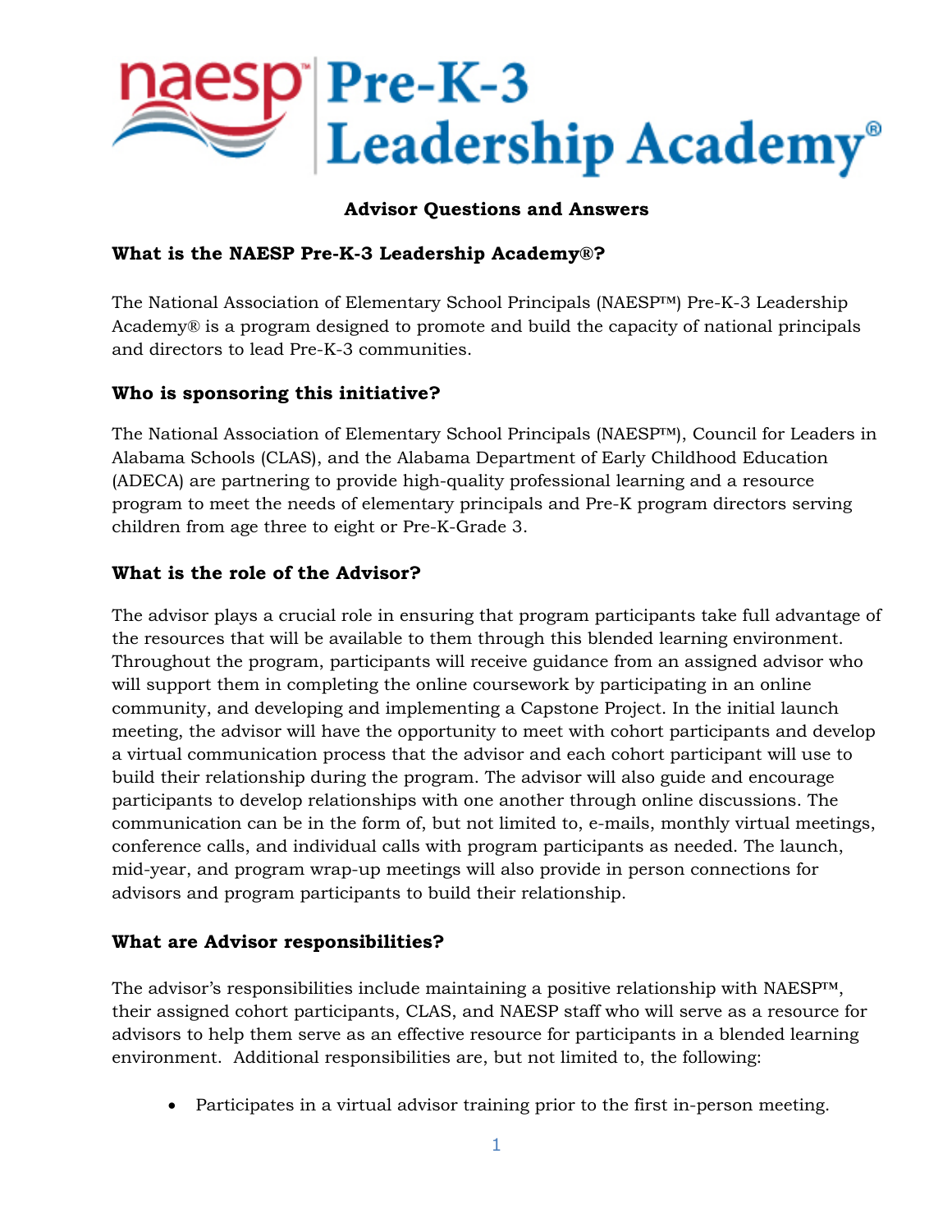# naesp Pre-K-3 Leadership Academy®

## Advisor Questions and Answers

### What is the NAESP Pre-K-3 Leadership Academy®?

The National Association of Elementary School Principals (NAESP™) Pre-K-3 Leadership Academy® is a program designed to promote and build the capacity of national principals and directors to lead Pre-K-3 communities.

### Who is sponsoring this initiative?

The National Association of Elementary School Principals (NAESP™), Council for Leaders in Alabama Schools (CLAS), and the Alabama Department of Early Childhood Education (ADECA) are partnering to provide high-quality professional learning and a resource program to meet the needs of elementary principals and Pre-K program directors serving children from age three to eight or Pre-K-Grade 3.

### What is the role of the Advisor?

The advisor plays a crucial role in ensuring that program participants take full advantage of the resources that will be available to them through this blended learning environment. Throughout the program, participants will receive guidance from an assigned advisor who will support them in completing the online coursework by participating in an online community, and developing and implementing a Capstone Project. In the initial launch meeting, the advisor will have the opportunity to meet with cohort participants and develop a virtual communication process that the advisor and each cohort participant will use to build their relationship during the program. The advisor will also guide and encourage participants to develop relationships with one another through online discussions. The communication can be in the form of, but not limited to, e-mails, monthly virtual meetings, conference calls, and individual calls with program participants as needed. The launch, mid-year, and program wrap-up meetings will also provide in person connections for advisors and program participants to build their relationship.

### What are Advisor responsibilities?

The advisor's responsibilities include maintaining a positive relationship with NAESP™, their assigned cohort participants, CLAS, and NAESP staff who will serve as a resource for advisors to help them serve as an effective resource for participants in a blended learning environment. Additional responsibilities are, but not limited to, the following:

- Participates in a virtual advisor training prior to the first in-person meeting.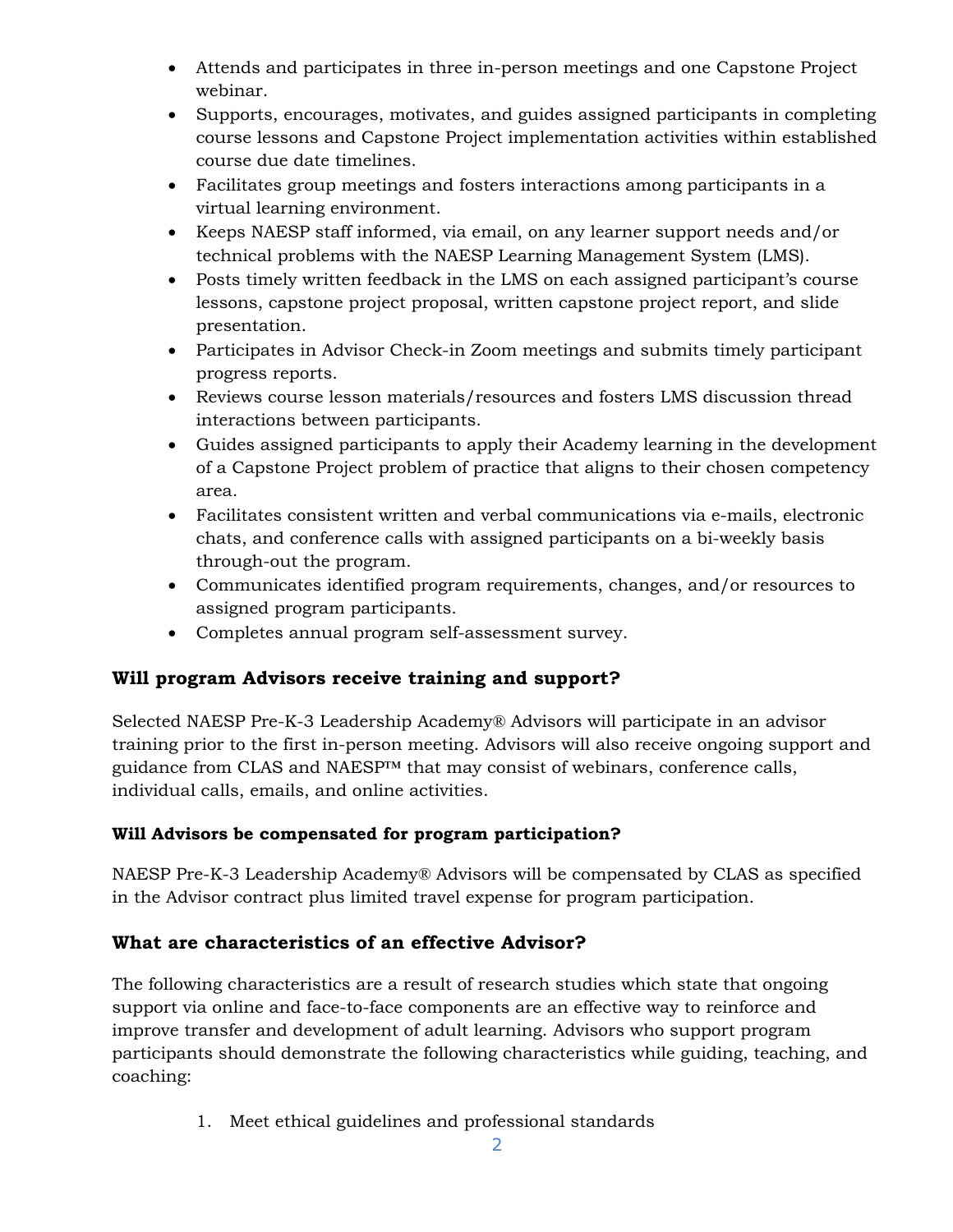- Attends and participates in three in-person meetings and one Capstone Project webinar.
- Supports, encourages, motivates, and guides assigned participants in completing course lessons and Capstone Project implementation activities within established course due date timelines.
- Facilitates group meetings and fosters interactions among participants in a virtual learning environment.
- Keeps NAESP staff informed, via email, on any learner support needs and/or technical problems with the NAESP Learning Management System (LMS).
- Posts timely written feedback in the LMS on each assigned participant's course lessons, capstone project proposal, written capstone project report, and slide presentation.
- Participates in Advisor Check-in Zoom meetings and submits timely participant progress reports.
- Reviews course lesson materials/resources and fosters LMS discussion thread interactions between participants.
- Guides assigned participants to apply their Academy learning in the development of a Capstone Project problem of practice that aligns to their chosen competency area.
- Facilitates consistent written and verbal communications via e-mails, electronic chats, and conference calls with assigned participants on a bi-weekly basis through-out the program.
- Communicates identified program requirements, changes, and/or resources to assigned program participants.
- Completes annual program self-assessment survey.

## Will program Advisors receive training and support?

Selected NAESP Pre-K-3 Leadership Academy® Advisors will participate in an advisor training prior to the first in-person meeting. Advisors will also receive ongoing support and guidance from CLAS and NAESP™ that may consist of webinars, conference calls, individual calls, emails, and online activities.

### Will Advisors be compensated for program participation?

NAESP Pre-K-3 Leadership Academy® Advisors will be compensated by CLAS as specified in the Advisor contract plus limited travel expense for program participation.

## What are characteristics of an effective Advisor?

The following characteristics are a result of research studies which state that ongoing support via online and face-to-face components are an effective way to reinforce and improve transfer and development of adult learning. Advisors who support program participants should demonstrate the following characteristics while guiding, teaching, and coaching:

1. Meet ethical guidelines and professional standards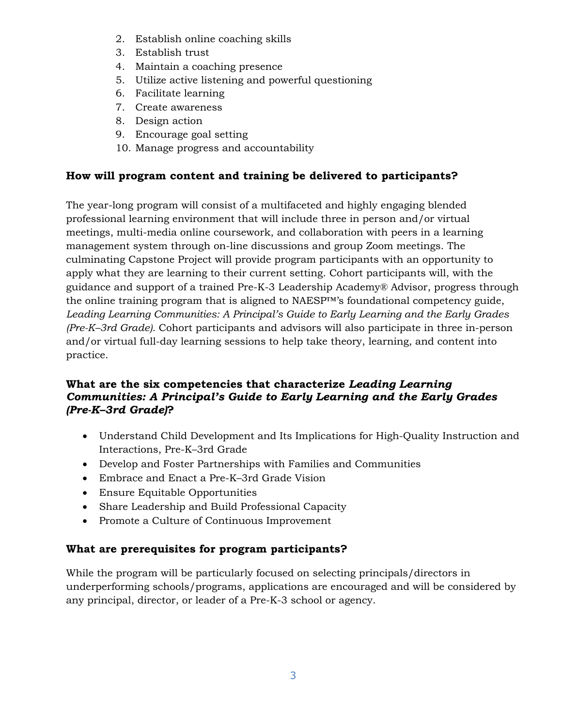2. Establish online coaching skills
3. Establish trust
4. Maintain a coaching presence
5. Utilize active listening and powerful questioning
6. Facilitate learning
7. Create awareness
8. Design action
9. Encourage goal setting
10. Manage progress and accountability

### How will program content and training be delivered to participants?

The year-long program will consist of a multifaceted and highly engaging blended professional learning environment that will include three in person and/or virtual meetings, multi-media online coursework, and collaboration with peers in a learning management system through on-line discussions and group Zoom meetings. The culminating Capstone Project will provide program participants with an opportunity to apply what they are learning to their current setting. Cohort participants will, with the guidance and support of a trained Pre-K-3 Leadership Academy® Advisor, progress through the online training program that is aligned to NAESP™'s foundational competency guide, *Leading Learning Communities: A Principal's Guide to Early Learning and the Early Grades (Pre-K–3rd Grade)*. Cohort participants and advisors will also participate in three in-person and/or virtual full-day learning sessions to help take theory, learning, and content into practice.

### What are the six competencies that characterize *Leading Learning Communities: A Principal's Guide to Early Learning and the Early Grades (Pre-K–3rd Grade)*?

- Understand Child Development and Its Implications for High-Quality Instruction and Interactions, Pre-K–3rd Grade
- Develop and Foster Partnerships with Families and Communities
- Embrace and Enact a Pre-K–3rd Grade Vision
- Ensure Equitable Opportunities
- Share Leadership and Build Professional Capacity
- Promote a Culture of Continuous Improvement

### What are prerequisites for program participants?

While the program will be particularly focused on selecting principals/directors in underperforming schools/programs, applications are encouraged and will be considered by any principal, director, or leader of a Pre-K-3 school or agency.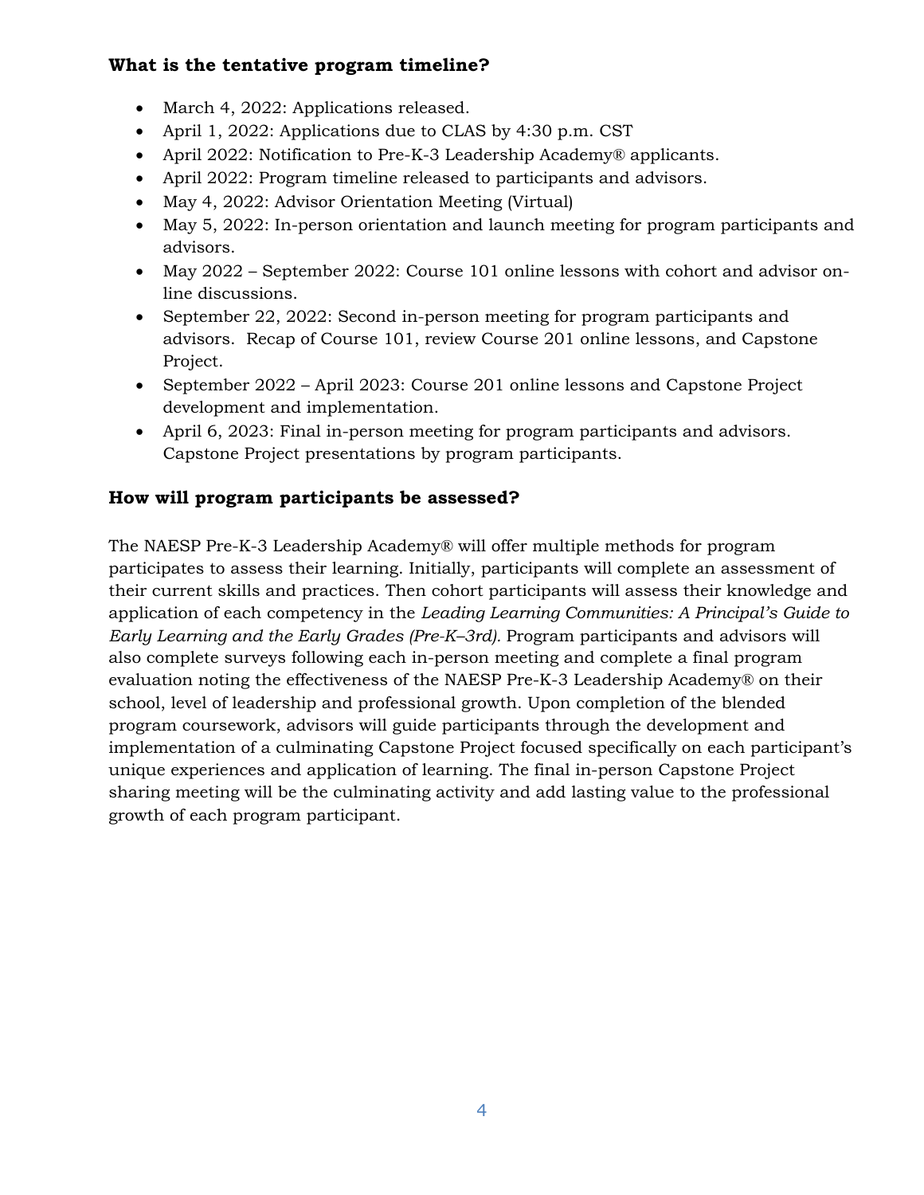### What is the tentative program timeline?

- March 4, 2022: Applications released.
- April 1, 2022: Applications due to CLAS by 4:30 p.m. CST
- April 2022: Notification to Pre-K-3 Leadership Academy® applicants.
- April 2022: Program timeline released to participants and advisors.
- May 4, 2022: Advisor Orientation Meeting (Virtual)
- May 5, 2022: In-person orientation and launch meeting for program participants and advisors.
- May 2022 – September 2022: Course 101 online lessons with cohort and advisor on-line discussions.
- September 22, 2022: Second in-person meeting for program participants and advisors. Recap of Course 101, review Course 201 online lessons, and Capstone Project.
- September 2022 – April 2023: Course 201 online lessons and Capstone Project development and implementation.
- April 6, 2023: Final in-person meeting for program participants and advisors. Capstone Project presentations by program participants.

### How will program participants be assessed?

The NAESP Pre-K-3 Leadership Academy® will offer multiple methods for program participates to assess their learning. Initially, participants will complete an assessment of their current skills and practices. Then cohort participants will assess their knowledge and application of each competency in the *Leading Learning Communities: A Principal's Guide to Early Learning and the Early Grades (Pre-K–3rd).* Program participants and advisors will also complete surveys following each in-person meeting and complete a final program evaluation noting the effectiveness of the NAESP Pre-K-3 Leadership Academy® on their school, level of leadership and professional growth. Upon completion of the blended program coursework, advisors will guide participants through the development and implementation of a culminating Capstone Project focused specifically on each participant's unique experiences and application of learning. The final in-person Capstone Project sharing meeting will be the culminating activity and add lasting value to the professional growth of each program participant.